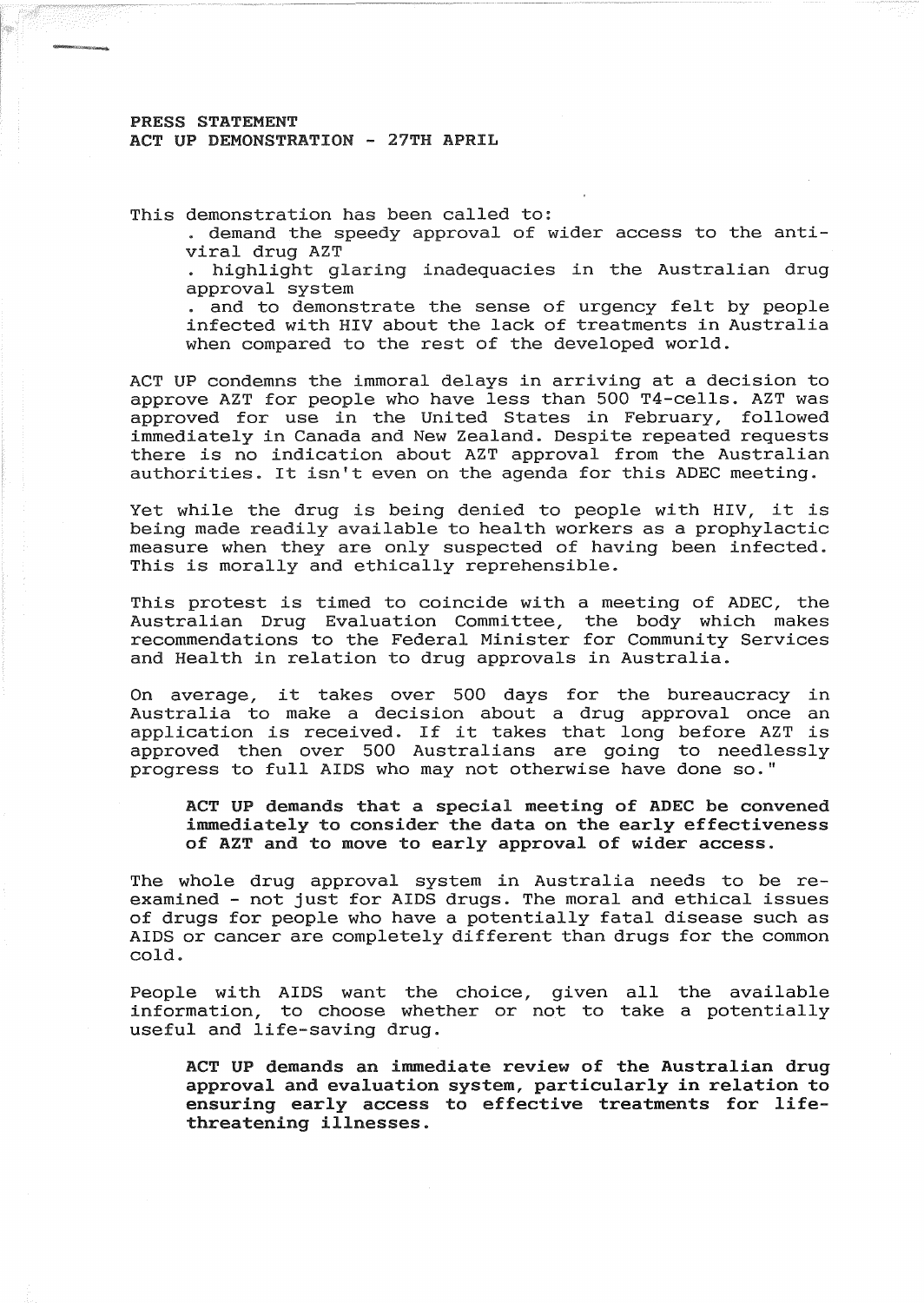**PRESS STATEMENT**
**ACT UP DEMONSTRATION - 27TH APRIL**

This demonstration has been called to:

- demand the speedy approval of wider access to the anti-viral drug AZT
- highlight glaring inadequacies in the Australian drug approval system
- and to demonstrate the sense of urgency felt by people infected with HIV about the lack of treatments in Australia when compared to the rest of the developed world.

ACT UP condemns the immoral delays in arriving at a decision to approve AZT for people who have less than 500 T4-cells. AZT was approved for use in the United States in February, followed immediately in Canada and New Zealand. Despite repeated requests there is no indication about AZT approval from the Australian authorities. It isn't even on the agenda for this ADEC meeting.

Yet while the drug is being denied to people with HIV, it is being made readily available to health workers as a prophylactic measure when they are only suspected of having been infected. This is morally and ethically reprehensible.

This protest is timed to coincide with a meeting of ADEC, the Australian Drug Evaluation Committee, the body which makes recommendations to the Federal Minister for Community Services and Health in relation to drug approvals in Australia.

On average, it takes over 500 days for the bureaucracy in Australia to make a decision about a drug approval once an application is received. If it takes that long before AZT is approved then over 500 Australians are going to needlessly progress to full AIDS who may not otherwise have done so."

> **ACT UP demands that a special meeting of ADEC be convened immediately to consider the data on the early effectiveness of AZT and to move to early approval of wider access.**

The whole drug approval system in Australia needs to be re-examined - not just for AIDS drugs. The moral and ethical issues of drugs for people who have a potentially fatal disease such as AIDS or cancer are completely different than drugs for the common cold.

People with AIDS want the choice, given all the available information, to choose whether or not to take a potentially useful and life-saving drug.

> **ACT UP demands an immediate review of the Australian drug approval and evaluation system, particularly in relation to ensuring early access to effective treatments for life-threatening illnesses.**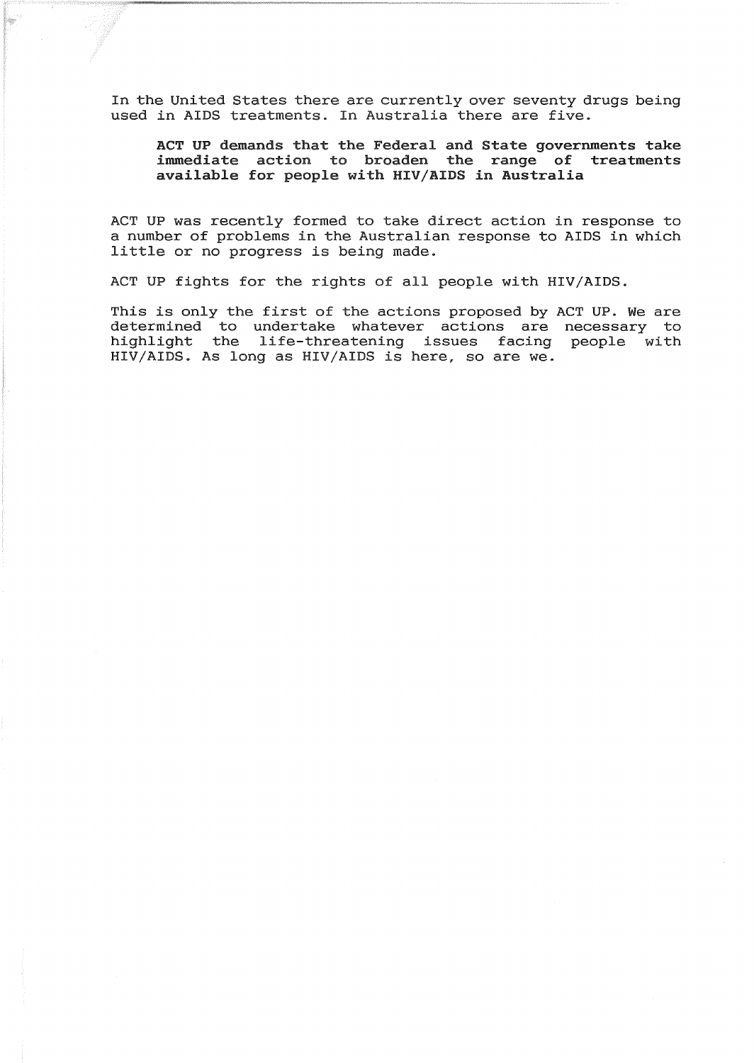In the United States there are currently over seventy drugs being used in AIDS treatments. In Australia there are five.

> **ACT UP demands that the Federal and State governments take immediate action to broaden the range of treatments available for people with HIV/AIDS in Australia**

ACT UP was recently formed to take direct action in response to a number of problems in the Australian response to AIDS in which little or no progress is being made.

ACT UP fights for the rights of all people with HIV/AIDS.

This is only the first of the actions proposed by ACT UP. We are determined to undertake whatever actions are necessary to highlight the life-threatening issues facing people with HIV/AIDS. As long as HIV/AIDS is here, so are we.